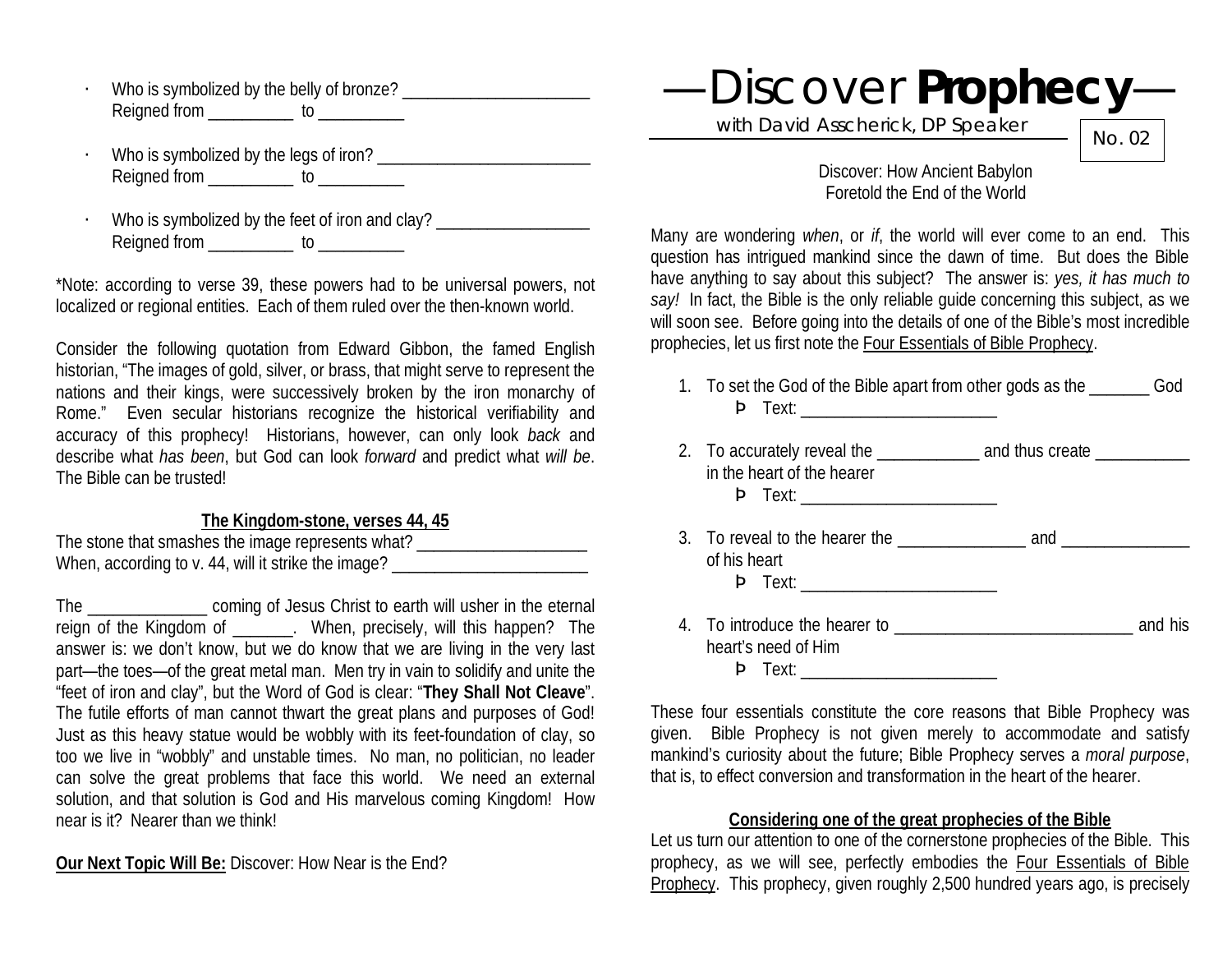- Who is symbolized by the belly of bronze? ______________________
  Reigned from __________ to __________

- Who is symbolized by the legs of iron? __________________________
  Reigned from __________ to __________

- Who is symbolized by the feet of iron and clay? __________________
  Reigned from __________ to __________

*Note: according to verse 39, these powers had to be universal powers, not localized or regional entities. Each of them ruled over the then-known world.

Consider the following quotation from Edward Gibbon, the famed English historian, "The images of gold, silver, or brass, that might serve to represent the nations and their kings, were successively broken by the iron monarchy of Rome." Even secular historians recognize the historical verifiability and accuracy of this prophecy! Historians, however, can only look *back* and describe what *has been*, but God can look *forward* and predict what *will be*. The Bible can be trusted!

**The Kingdom-stone, verses 44, 45**

The stone that smashes the image represents what? ____________________
When, according to v. 44, will it strike the image? ________________________

The ______________ coming of Jesus Christ to earth will usher in the eternal reign of the Kingdom of _______. When, precisely, will this happen? The answer is: we don't know, but we do know that we are living in the very last part—the toes—of the great metal man. Men try in vain to solidify and unite the "feet of iron and clay", but the Word of God is clear: "**They Shall Not Cleave**". The futile efforts of man cannot thwart the great plans and purposes of God! Just as this heavy statue would be wobbly with its feet-foundation of clay, so too we live in "wobbly" and unstable times. No man, no politician, no leader can solve the great problems that face this world. We need an external solution, and that solution is God and His marvelous coming Kingdom! How near is it? Nearer than we think!

**Our Next Topic Will Be:** Discover: How Near is the End?

# —Discover **Prophecy**—

with David Asscherick, DP Speaker

No. 02

Discover: How Ancient Babylon
Foretold the End of the World

Many are wondering *when*, or *if*, the world will ever come to an end. This question has intrigued mankind since the dawn of time. But does the Bible have anything to say about this subject? The answer is: *yes, it has much to say!* In fact, the Bible is the only reliable guide concerning this subject, as we will soon see. Before going into the details of one of the Bible's most incredible prophecies, let us first note the Four Essentials of Bible Prophecy.

1. To set the God of the Bible apart from other gods as the _______ God
   - Text: _______________________
2. To accurately reveal the ____________ and thus create ___________ in the heart of the hearer
   - Text: _______________________
3. To reveal to the hearer the _______________ and _______________ of his heart
   - Text: _______________________
4. To introduce the hearer to ____________________________ and his heart's need of Him
   - Text: _______________________

These four essentials constitute the core reasons that Bible Prophecy was given. Bible Prophecy is not given merely to accommodate and satisfy mankind's curiosity about the future; Bible Prophecy serves a *moral purpose*, that is, to effect conversion and transformation in the heart of the hearer.

**Considering one of the great prophecies of the Bible**

Let us turn our attention to one of the cornerstone prophecies of the Bible. This prophecy, as we will see, perfectly embodies the Four Essentials of Bible Prophecy. This prophecy, given roughly 2,500 hundred years ago, is precisely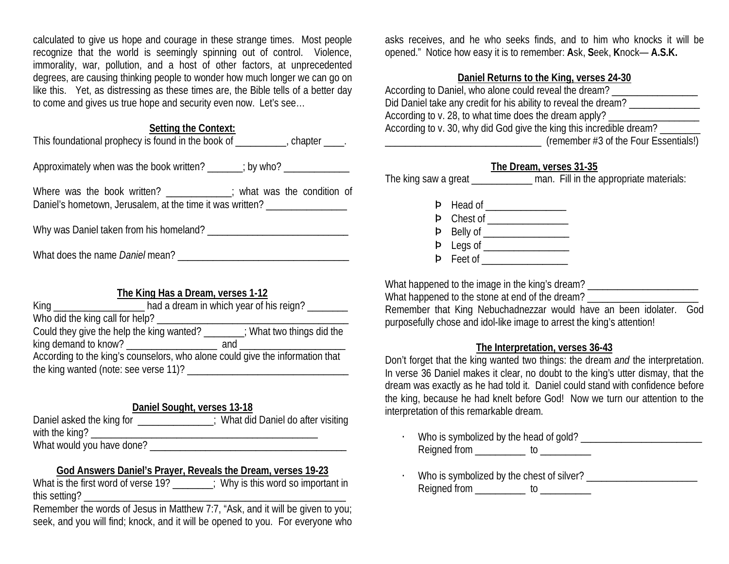calculated to give us hope and courage in these strange times. Most people recognize that the world is seemingly spinning out of control. Violence, immorality, war, pollution, and a host of other factors, at unprecedented degrees, are causing thinking people to wonder how much longer we can go on like this. Yet, as distressing as these times are, the Bible tells of a better day to come and gives us true hope and security even now. Let's see…

**Setting the Context:**

This foundational prophecy is found in the book of __________, chapter ____.

Approximately when was the book written? _______; by who? _____________

Where was the book written? _____________; what was the condition of Daniel's hometown, Jerusalem, at the time it was written? ________________

Why was Daniel taken from his homeland? ____________________________

What does the name *Daniel* mean? ___________________________________

**The King Has a Dream, verses 1-12**

King __________________ had a dream in which year of his reign? ________
Who did the king call for help? ______________________________________
Could they give the help the king wanted? ________; What two things did the king demand to know? __________________ and _____________________
According to the king's counselors, who alone could give the information that the king wanted (note: see verse 11)? ________________________________

**Daniel Sought, verses 13-18**

Daniel asked the king for _______________; What did Daniel do after visiting with the king? ____________________________________________
What would you have done? _______________________________________

**God Answers Daniel's Prayer, Reveals the Dream, verses 19-23**

What is the first word of verse 19? ________; Why is this word so important in this setting? ____________________________________________________
Remember the words of Jesus in Matthew 7:7, "Ask, and it will be given to you; seek, and you will find; knock, and it will be opened to you. For everyone who asks receives, and he who seeks finds, and to him who knocks it will be opened." Notice how easy it is to remember: **A**sk, **S**eek, **K**nock— **A.S.K.**

**Daniel Returns to the King, verses 24-30**

According to Daniel, who alone could reveal the dream? _________________
Did Daniel take any credit for his ability to reveal the dream? ______________
According to v. 28, to what time does the dream apply? __________________
According to v. 30, why did God give the king this incredible dream? ________
_______________________________ (remember #3 of the Four Essentials!)

**The Dream, verses 31-35**

The king saw a great ____________ man. Fill in the appropriate materials:

- Head of ________________
- Chest of ________________
- Belly of _________________
- Legs of _________________
- Feet of _________________

What happened to the image in the king's dream? ______________________
What happened to the stone at end of the dream? ______________________
Remember that King Nebuchadnezzar would have an been idolater. God purposefully chose and idol-like image to arrest the king's attention!

**The Interpretation, verses 36-43**

Don't forget that the king wanted two things: the dream *and* the interpretation. In verse 36 Daniel makes it clear, no doubt to the king's utter dismay, that the dream was exactly as he had told it. Daniel could stand with confidence before the king, because he had knelt before God! Now we turn our attention to the interpretation of this remarkable dream.

- Who is symbolized by the head of gold? ________________________
  Reigned from __________ to __________

- Who is symbolized by the chest of silver? ______________________
  Reigned from __________ to __________